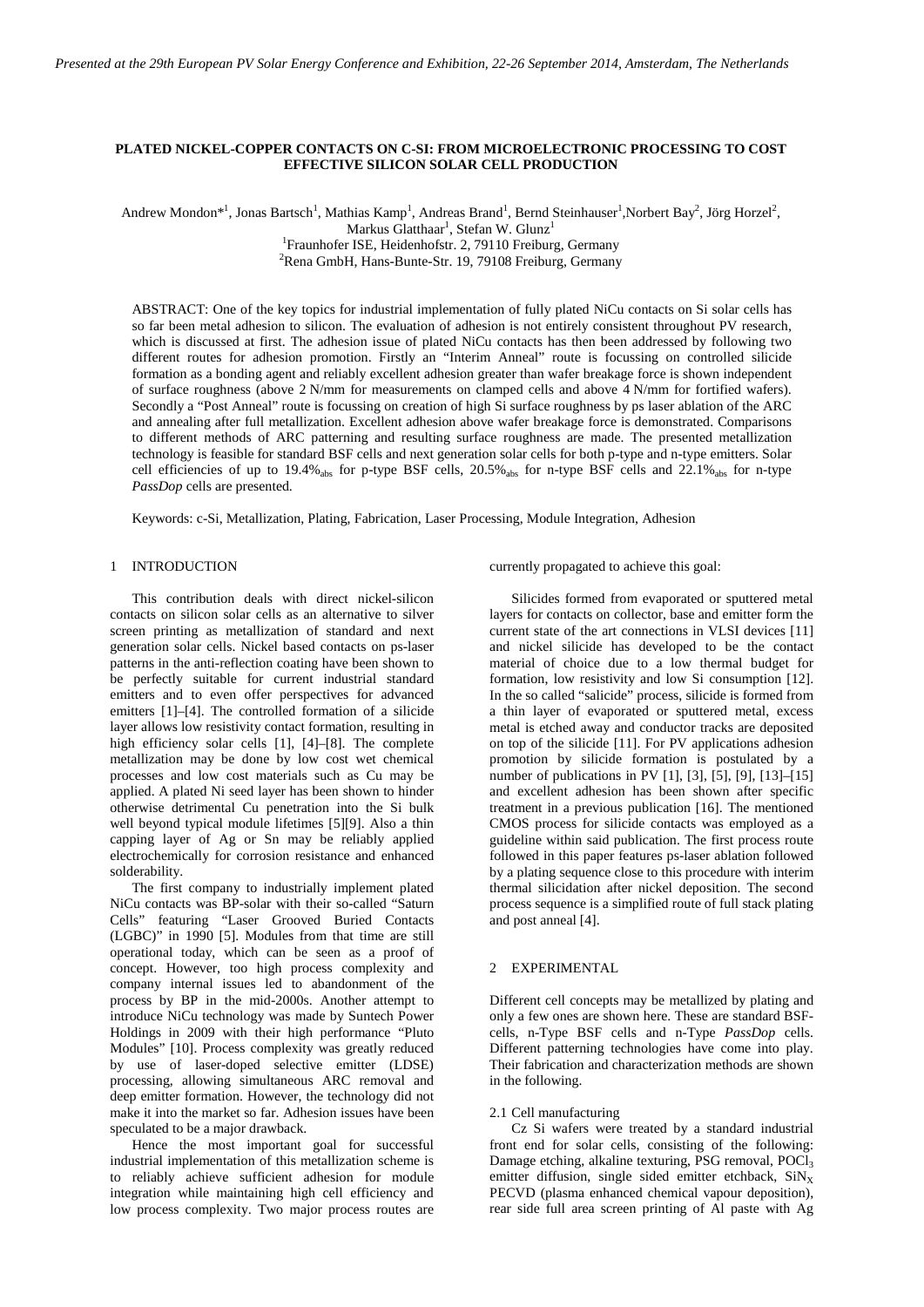# PLATED NICKEL-COPPER CONTACTS ON C-SI: FROM MICROELECTRONIC PROCESSING TO COST EFFECTIVE SILICON SOLAR CELL PRODUCTION

Andrew Mondon*[1], Jonas Bartsch[1], Mathias Kamp[1], Andreas Brand[1], Bernd Steinhauser[1], Norbert Bay[2], Jörg Horzel[2], Markus Glatthaar[1], Stefan W. Glunz[1]

[1]Fraunhofer ISE, Heidenhofstr. 2, 79110 Freiburg, Germany

[2]Rena GmbH, Hans-Bunte-Str. 19, 79108 Freiburg, Germany

ABSTRACT: One of the key topics for industrial implementation of fully plated NiCu contacts on Si solar cells has so far been metal adhesion to silicon. The evaluation of adhesion is not entirely consistent throughout PV research, which is discussed at first. The adhesion issue of plated NiCu contacts has then been addressed by following two different routes for adhesion promotion. Firstly an "Interim Anneal" route is focussing on controlled silicide formation as a bonding agent and reliably excellent adhesion greater than wafer breakage force is shown independent of surface roughness (above 2 N/mm for measurements on clamped cells and above 4 N/mm for fortified wafers). Secondly a "Post Anneal" route is focussing on creation of high Si surface roughness by ps laser ablation of the ARC and annealing after full metallization. Excellent adhesion above wafer breakage force is demonstrated. Comparisons to different methods of ARC patterning and resulting surface roughness are made. The presented metallization technology is feasible for standard BSF cells and next generation solar cells for both p-type and n-type emitters. Solar cell efficiencies of up to 19.4%$_{abs}$ for p-type BSF cells, 20.5%$_{abs}$ for n-type BSF cells and 22.1%$_{abs}$ for n-type *PassDop* cells are presented.

Keywords: c-Si, Metallization, Plating, Fabrication, Laser Processing, Module Integration, Adhesion

## 1 INTRODUCTION

This contribution deals with direct nickel-silicon contacts on silicon solar cells as an alternative to silver screen printing as metallization of standard and next generation solar cells. Nickel based contacts on ps-laser patterns in the anti-reflection coating have been shown to be perfectly suitable for current industrial standard emitters and to even offer perspectives for advanced emitters [1]–[4]. The controlled formation of a silicide layer allows low resistivity contact formation, resulting in high efficiency solar cells [1], [4]–[8]. The complete metallization may be done by low cost wet chemical processes and low cost materials such as Cu may be applied. A plated Ni seed layer has been shown to hinder otherwise detrimental Cu penetration into the Si bulk well beyond typical module lifetimes [5][9]. Also a thin capping layer of Ag or Sn may be reliably applied electrochemically for corrosion resistance and enhanced solderability.

The first company to industrially implement plated NiCu contacts was BP-solar with their so-called "Saturn Cells" featuring "Laser Grooved Buried Contacts (LGBC)" in 1990 [5]. Modules from that time are still operational today, which can be seen as a proof of concept. However, too high process complexity and company internal issues led to abandonment of the process by BP in the mid-2000s. Another attempt to introduce NiCu technology was made by Suntech Power Holdings in 2009 with their high performance "Pluto Modules" [10]. Process complexity was greatly reduced by use of laser-doped selective emitter (LDSE) processing, allowing simultaneous ARC removal and deep emitter formation. However, the technology did not make it into the market so far. Adhesion issues have been speculated to be a major drawback.

Hence the most important goal for successful industrial implementation of this metallization scheme is to reliably achieve sufficient adhesion for module integration while maintaining high cell efficiency and low process complexity. Two major process routes are currently propagated to achieve this goal:

Silicides formed from evaporated or sputtered metal layers for contacts on collector, base and emitter form the current state of the art connections in VLSI devices [11] and nickel silicide has developed to be the contact material of choice due to a low thermal budget for formation, low resistivity and low Si consumption [12]. In the so called "salicide" process, silicide is formed from a thin layer of evaporated or sputtered metal, excess metal is etched away and conductor tracks are deposited on top of the silicide [11]. For PV applications adhesion promotion by silicide formation is postulated by a number of publications in PV [1], [3], [5], [9], [13]–[15] and excellent adhesion has been shown after specific treatment in a previous publication [16]. The mentioned CMOS process for silicide contacts was employed as a guideline within said publication. The first process route followed in this paper features ps-laser ablation followed by a plating sequence close to this procedure with interim thermal silicidation after nickel deposition. The second process sequence is a simplified route of full stack plating and post anneal [4].

## 2 EXPERIMENTAL

Different cell concepts may be metallized by plating and only a few ones are shown here. These are standard BSF-cells, n-Type BSF cells and n-Type *PassDop* cells. Different patterning technologies have come into play. Their fabrication and characterization methods are shown in the following.

### 2.1 Cell manufacturing

Cz Si wafers were treated by a standard industrial front end for solar cells, consisting of the following: Damage etching, alkaline texturing, PSG removal, $POCl_3$ emitter diffusion, single sided emitter etchback, $SiN_X$ PECVD (plasma enhanced chemical vapour deposition), rear side full area screen printing of Al paste with Ag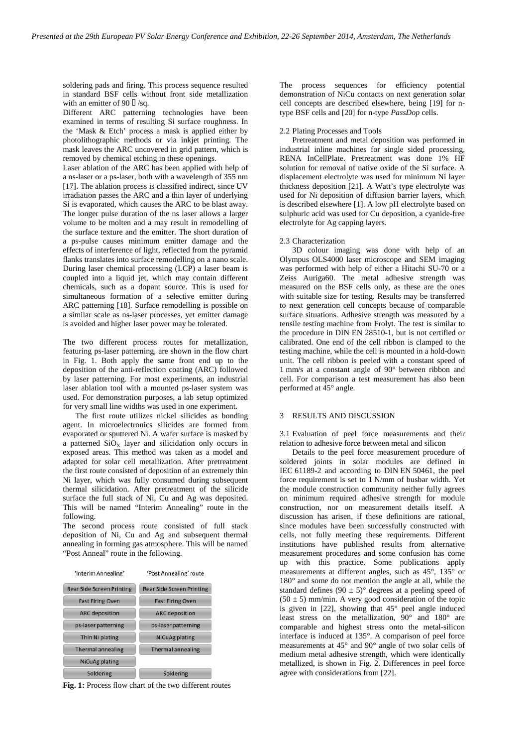soldering pads and firing. This process sequence resulted in standard BSF cells without front side metallization with an emitter of 90 Ω/sq.

Different ARC patterning technologies have been examined in terms of resulting Si surface roughness. In the 'Mask & Etch' process a mask is applied either by photolithographic methods or via inkjet printing. The mask leaves the ARC uncovered in grid pattern, which is removed by chemical etching in these openings.

Laser ablation of the ARC has been applied with help of a ns-laser or a ps-laser, both with a wavelength of 355 nm [17]. The ablation process is classified indirect, since UV irradiation passes the ARC and a thin layer of underlying Si is evaporated, which causes the ARC to be blast away. The longer pulse duration of the ns laser allows a larger volume to be molten and a may result in remodelling of the surface texture and the emitter. The short duration of a ps-pulse causes minimum emitter damage and the effects of interference of light, reflected from the pyramid flanks translates into surface remodelling on a nano scale. During laser chemical processing (LCP) a laser beam is coupled into a liquid jet, which may contain different chemicals, such as a dopant source. This is used for simultaneous formation of a selective emitter during ARC patterning [18]. Surface remodelling is possible on a similar scale as ns-laser processes, yet emitter damage is avoided and higher laser power may be tolerated.

The two different process routes for metallization, featuring ps-laser patterning, are shown in the flow chart in Fig. 1. Both apply the same front end up to the deposition of the anti-reflection coating (ARC) followed by laser patterning. For most experiments, an industrial laser ablation tool with a mounted ps-laser system was used. For demonstration purposes, a lab setup optimized for very small line widths was used in one experiment.

The first route utilizes nickel silicides as bonding agent. In microelectronics silicides are formed from evaporated or sputtered Ni. A wafer surface is masked by a patterned $SiO_X$ layer and silicidation only occurs in exposed areas. This method was taken as a model and adapted for solar cell metallization. After pretreatment the first route consisted of deposition of an extremely thin Ni layer, which was fully consumed during subsequent thermal silicidation. After pretreatment of the silicide surface the full stack of Ni, Cu and Ag was deposited. This will be named "Interim Annealing" route in the following.

The second process route consisted of full stack deposition of Ni, Cu and Ag and subsequent thermal annealing in forming gas atmosphere. This will be named "Post Anneal" route in the following.

| 'Interim Annealing' | 'Post Annealing' route |
| --- | --- |
| Rear Side Screen Printing | Rear Side Screen Printing |
| Fast Firing Oven | Fast Firing Oven |
| ARC deposition | ARC deposition |
| ps-laser patterning | ps-laser patterning |
| Thin Ni plating | NiCuAg plating |
| Thermal annealing | Thermal annealing |
| NiCuAg plating | |
| Soldering | Soldering |

**Fig. 1:** Process flow chart of the two different routes

The process sequences for efficiency potential demonstration of NiCu contacts on next generation solar cell concepts are described elsewhere, being [19] for n-type BSF cells and [20] for n-type *PassDop* cells.

### 2.2 Plating Processes and Tools

Pretreatment and metal deposition was performed in industrial inline machines for single sided processing, RENA InCellPlate. Pretreatment was done 1% HF solution for removal of native oxide of the Si surface. A displacement electrolyte was used for minimum Ni layer thickness deposition [21]. A Watt's type electrolyte was used for Ni deposition of diffusion barrier layers, which is described elsewhere [1]. A low pH electrolyte based on sulphuric acid was used for Cu deposition, a cyanide-free electrolyte for Ag capping layers.

### 2.3 Characterization

3D colour imaging was done with help of an Olympus OLS4000 laser microscope and SEM imaging was performed with help of either a Hitachi SU-70 or a Zeiss Auriga60. The metal adhesive strength was measured on the BSF cells only, as these are the ones with suitable size for testing. Results may be transferred to next generation cell concepts because of comparable surface situations. Adhesive strength was measured by a tensile testing machine from Frolyt. The test is similar to the procedure in DIN EN 28510-1, but is not certified or calibrated. One end of the cell ribbon is clamped to the testing machine, while the cell is mounted in a hold-down unit. The cell ribbon is peeled with a constant speed of 1 mm/s at a constant angle of 90° between ribbon and cell. For comparison a test measurement has also been performed at 45° angle.

## 3 RESULTS AND DISCUSSION

### 3.1 Evaluation of peel force measurements and their relation to adhesive force between metal and silicon

Details to the peel force measurement procedure of soldered joints in solar modules are defined in IEC 61189-2 and according to DIN EN 50461, the peel force requirement is set to 1 N/mm of busbar width. Yet the module construction community neither fully agrees on minimum required adhesive strength for module construction, nor on measurement details itself. A discussion has arisen, if these definitions are rational, since modules have been successfully constructed with cells, not fully meeting these requirements. Different institutions have published results from alternative measurement procedures and some confusion has come up with this practice. Some publications apply measurements at different angles, such as 45°, 135° or 180° and some do not mention the angle at all, while the standard defines (90 ± 5)° degrees at a peeling speed of (50 ± 5) mm/min. A very good consideration of the topic is given in [22], showing that 45° peel angle induced least stress on the metallization, 90° and 180° are comparable and highest stress onto the metal-silicon interface is induced at 135°. A comparison of peel force measurements at 45° and 90° angle of two solar cells of medium metal adhesive strength, which were identically metallized, is shown in Fig. 2. Differences in peel force agree with considerations from [22].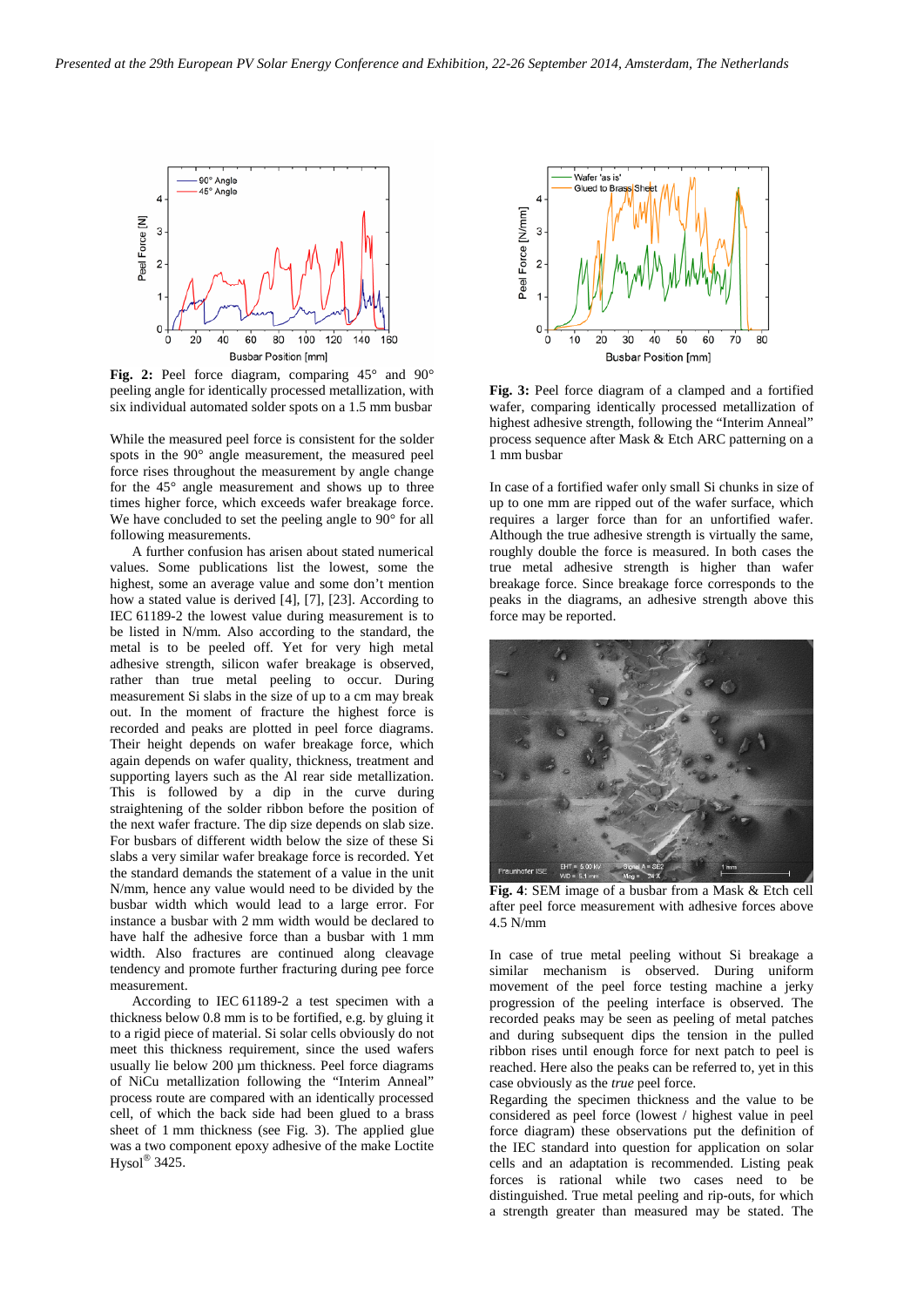**Fig. 2:** Peel force diagram, comparing 45° and 90° peeling angle for identically processed metallization, with six individual automated solder spots on a 1.5 mm busbar

While the measured peel force is consistent for the solder spots in the 90° angle measurement, the measured peel force rises throughout the measurement by angle change for the 45° angle measurement and shows up to three times higher force, which exceeds wafer breakage force. We have concluded to set the peeling angle to 90° for all following measurements.

A further confusion has arisen about stated numerical values. Some publications list the lowest, some the highest, some an average value and some don't mention how a stated value is derived [4], [7], [23]. According to IEC 61189-2 the lowest value during measurement is to be listed in N/mm. Also according to the standard, the metal is to be peeled off. Yet for very high metal adhesive strength, silicon wafer breakage is observed, rather than true metal peeling to occur. During measurement Si slabs in the size of up to a cm may break out. In the moment of fracture the highest force is recorded and peaks are plotted in peel force diagrams. Their height depends on wafer breakage force, which again depends on wafer quality, thickness, treatment and supporting layers such as the Al rear side metallization. This is followed by a dip in the curve during straightening of the solder ribbon before the position of the next wafer fracture. The dip size depends on slab size. For busbars of different width below the size of these Si slabs a very similar wafer breakage force is recorded. Yet the standard demands the statement of a value in the unit N/mm, hence any value would need to be divided by the busbar width which would lead to a large error. For instance a busbar with 2 mm width would be declared to have half the adhesive force than a busbar with 1 mm width. Also fractures are continued along cleavage tendency and promote further fracturing during pee force measurement.

According to IEC 61189-2 a test specimen with a thickness below 0.8 mm is to be fortified, e.g. by gluing it to a rigid piece of material. Si solar cells obviously do not meet this thickness requirement, since the used wafers usually lie below 200 µm thickness. Peel force diagrams of NiCu metallization following the "Interim Anneal" process route are compared with an identically processed cell, of which the back side had been glued to a brass sheet of 1 mm thickness (see Fig. 3). The applied glue was a two component epoxy adhesive of the make Loctite Hysol® 3425.

**Fig. 3:** Peel force diagram of a clamped and a fortified wafer, comparing identically processed metallization of highest adhesive strength, following the "Interim Anneal" process sequence after Mask & Etch ARC patterning on a 1 mm busbar

In case of a fortified wafer only small Si chunks in size of up to one mm are ripped out of the wafer surface, which requires a larger force than for an unfortified wafer. Although the true adhesive strength is virtually the same, roughly double the force is measured. In both cases the true metal adhesive strength is higher than wafer breakage force. Since breakage force corresponds to the peaks in the diagrams, an adhesive strength above this force may be reported.

**Fig. 4**: SEM image of a busbar from a Mask & Etch cell after peel force measurement with adhesive forces above 4.5 N/mm

In case of true metal peeling without Si breakage a similar mechanism is observed. During uniform movement of the peel force testing machine a jerky progression of the peeling interface is observed. The recorded peaks may be seen as peeling of metal patches and during subsequent dips the tension in the pulled ribbon rises until enough force for next patch to peel is reached. Here also the peaks can be referred to, yet in this case obviously as the *true* peel force.

Regarding the specimen thickness and the value to be considered as peel force (lowest / highest value in peel force diagram) these observations put the definition of the IEC standard into question for application on solar cells and an adaptation is recommended. Listing peak forces is rational while two cases need to be distinguished. True metal peeling and rip-outs, for which a strength greater than measured may be stated. The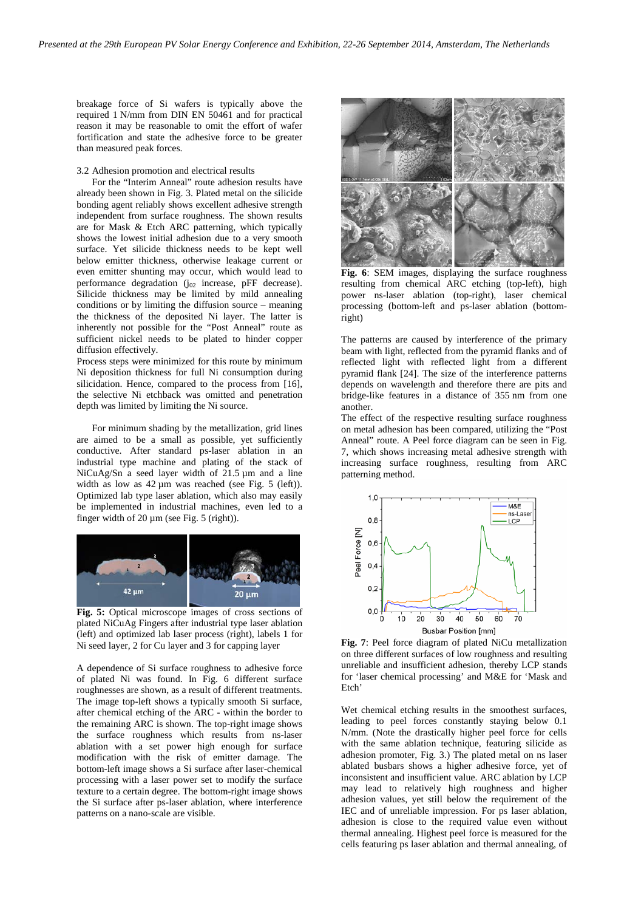breakage force of Si wafers is typically above the required 1 N/mm from DIN EN 50461 and for practical reason it may be reasonable to omit the effort of wafer fortification and state the adhesive force to be greater than measured peak forces.

### 3.2 Adhesion promotion and electrical results

For the “Interim Anneal” route adhesion results have already been shown in Fig. 3. Plated metal on the silicide bonding agent reliably shows excellent adhesive strength independent from surface roughness. The shown results are for Mask & Etch ARC patterning, which typically shows the lowest initial adhesion due to a very smooth surface. Yet silicide thickness needs to be kept well below emitter thickness, otherwise leakage current or even emitter shunting may occur, which would lead to performance degradation ($j_{02}$ increase, pFF decrease). Silicide thickness may be limited by mild annealing conditions or by limiting the diffusion source – meaning the thickness of the deposited Ni layer. The latter is inherently not possible for the “Post Anneal” route as sufficient nickel needs to be plated to hinder copper diffusion effectively.

Process steps were minimized for this route by minimum Ni deposition thickness for full Ni consumption during silicidation. Hence, compared to the process from [16], the selective Ni etchback was omitted and penetration depth was limited by limiting the Ni source.

For minimum shading by the metallization, grid lines are aimed to be a small as possible, yet sufficiently conductive. After standard ps-laser ablation in an industrial type machine and plating of the stack of NiCuAg/Sn a seed layer width of 21.5 µm and a line width as low as 42 µm was reached (see Fig. 5 (left)). Optimized lab type laser ablation, which also may easily be implemented in industrial machines, even led to a finger width of 20 µm (see Fig. 5 (right)).

**Fig. 5:** Optical microscope images of cross sections of plated NiCuAg Fingers after industrial type laser ablation (left) and optimized lab laser process (right), labels 1 for Ni seed layer, 2 for Cu layer and 3 for capping layer

A dependence of Si surface roughness to adhesive force of plated Ni was found. In Fig. 6 different surface roughnesses are shown, as a result of different treatments. The image top-left shows a typically smooth Si surface, after chemical etching of the ARC - within the border to the remaining ARC is shown. The top-right image shows the surface roughness which results from ns-laser ablation with a set power high enough for surface modification with the risk of emitter damage. The bottom-left image shows a Si surface after laser-chemical processing with a laser power set to modify the surface texture to a certain degree. The bottom-right image shows the Si surface after ps-laser ablation, where interference patterns on a nano-scale are visible.

**Fig. 6**: SEM images, displaying the surface roughness resulting from chemical ARC etching (top-left), high power ns-laser ablation (top-right), laser chemical processing (bottom-left and ps-laser ablation (bottom-right)

The patterns are caused by interference of the primary beam with light, reflected from the pyramid flanks and of reflected light with reflected light from a different pyramid flank [24]. The size of the interference patterns depends on wavelength and therefore there are pits and bridge-like features in a distance of 355 nm from one another.

The effect of the respective resulting surface roughness on metal adhesion has been compared, utilizing the “Post Anneal” route. A Peel force diagram can be seen in Fig. 7, which shows increasing metal adhesive strength with increasing surface roughness, resulting from ARC patterning method.

**Fig. 7**: Peel force diagram of plated NiCu metallization on three different surfaces of low roughness and resulting unreliable and insufficient adhesion, thereby LCP stands for ‘laser chemical processing’ and M&E for ‘Mask and Etch’

Wet chemical etching results in the smoothest surfaces, leading to peel forces constantly staying below 0.1 N/mm. (Note the drastically higher peel force for cells with the same ablation technique, featuring silicide as adhesion promoter, Fig. 3.) The plated metal on ns laser ablated busbars shows a higher adhesive force, yet of inconsistent and insufficient value. ARC ablation by LCP may lead to relatively high roughness and higher adhesion values, yet still below the requirement of the IEC and of unreliable impression. For ps laser ablation, adhesion is close to the required value even without thermal annealing. Highest peel force is measured for the cells featuring ps laser ablation and thermal annealing, of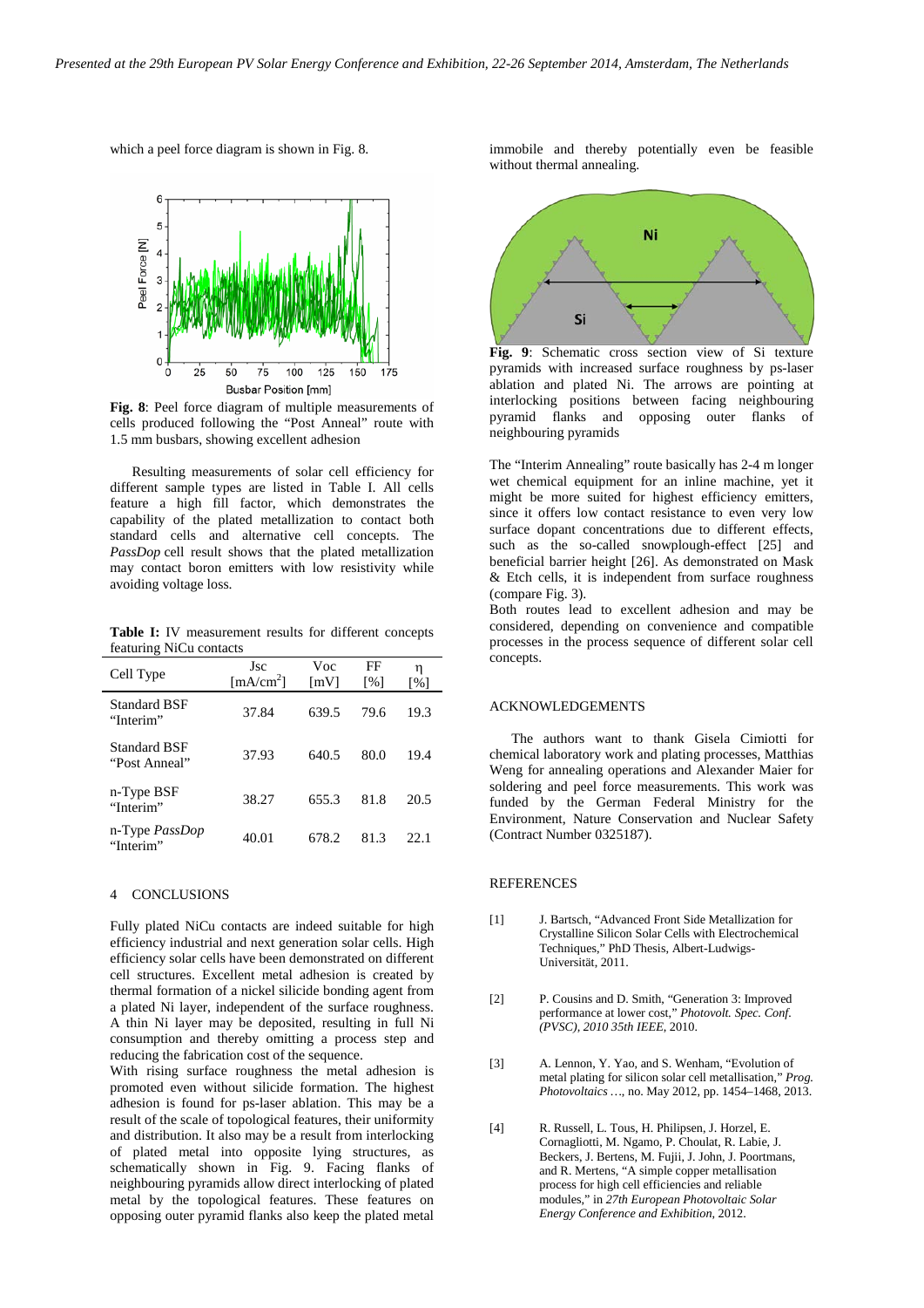which a peel force diagram is shown in Fig. 8.

**Fig. 8**: Peel force diagram of multiple measurements of cells produced following the "Post Anneal" route with 1.5 mm busbars, showing excellent adhesion

Resulting measurements of solar cell efficiency for different sample types are listed in Table I. All cells feature a high fill factor, which demonstrates the capability of the plated metallization to contact both standard cells and alternative cell concepts. The *PassDop* cell result shows that the plated metallization may contact boron emitters with low resistivity while avoiding voltage loss.

**Table I:** IV measurement results for different concepts featuring NiCu contacts

| Cell Type | Jsc [mA/cm$^2$] | Voc [mV] | FF [%] | η [%] |
|---|---|---|---|---|
| Standard BSF "Interim" | 37.84 | 639.5 | 79.6 | 19.3 |
| Standard BSF "Post Anneal" | 37.93 | 640.5 | 80.0 | 19.4 |
| n-Type BSF "Interim" | 38.27 | 655.3 | 81.8 | 20.5 |
| n-Type *PassDop* "Interim" | 40.01 | 678.2 | 81.3 | 22.1 |

## 4 CONCLUSIONS

Fully plated NiCu contacts are indeed suitable for high efficiency industrial and next generation solar cells. High efficiency solar cells have been demonstrated on different cell structures. Excellent metal adhesion is created by thermal formation of a nickel silicide bonding agent from a plated Ni layer, independent of the surface roughness. A thin Ni layer may be deposited, resulting in full Ni consumption and thereby omitting a process step and reducing the fabrication cost of the sequence.

With rising surface roughness the metal adhesion is promoted even without silicide formation. The highest adhesion is found for ps-laser ablation. This may be a result of the scale of topological features, their uniformity and distribution. It also may be a result from interlocking of plated metal into opposite lying structures, as schematically shown in Fig. 9. Facing flanks of neighbouring pyramids allow direct interlocking of plated metal by the topological features. These features on opposing outer pyramid flanks also keep the plated metal immobile and thereby potentially even be feasible without thermal annealing.

**Fig. 9**: Schematic cross section view of Si texture pyramids with increased surface roughness by ps-laser ablation and plated Ni. The arrows are pointing at interlocking positions between facing neighbouring pyramid flanks and opposing outer flanks of neighbouring pyramids

The "Interim Annealing" route basically has 2-4 m longer wet chemical equipment for an inline machine, yet it might be more suited for highest efficiency emitters, since it offers low contact resistance to even very low surface dopant concentrations due to different effects, such as the so-called snowplough-effect [25] and beneficial barrier height [26]. As demonstrated on Mask & Etch cells, it is independent from surface roughness (compare Fig. 3).

Both routes lead to excellent adhesion and may be considered, depending on convenience and compatible processes in the process sequence of different solar cell concepts.

## ACKNOWLEDGEMENTS

The authors want to thank Gisela Cimiotti for chemical laboratory work and plating processes, Matthias Weng for annealing operations and Alexander Maier for soldering and peel force measurements. This work was funded by the German Federal Ministry for the Environment, Nature Conservation and Nuclear Safety (Contract Number 0325187).

## REFERENCES

[1] J. Bartsch, "Advanced Front Side Metallization for Crystalline Silicon Solar Cells with Electrochemical Techniques," PhD Thesis, Albert-Ludwigs-Universität, 2011.

[2] P. Cousins and D. Smith, "Generation 3: Improved performance at lower cost," *Photovolt. Spec. Conf. (PVSC), 2010 35th IEEE*, 2010.

[3] A. Lennon, Y. Yao, and S. Wenham, "Evolution of metal plating for silicon solar cell metallisation," *Prog. Photovoltaics …*, no. May 2012, pp. 1454–1468, 2013.

[4] R. Russell, L. Tous, H. Philipsen, J. Horzel, E. Cornagliotti, M. Ngamo, P. Choulat, R. Labie, J. Beckers, J. Bertens, M. Fujii, J. John, J. Poortmans, and R. Mertens, "A simple copper metallisation process for high cell efficiencies and reliable modules," in *27th European Photovoltaic Solar Energy Conference and Exhibition*, 2012.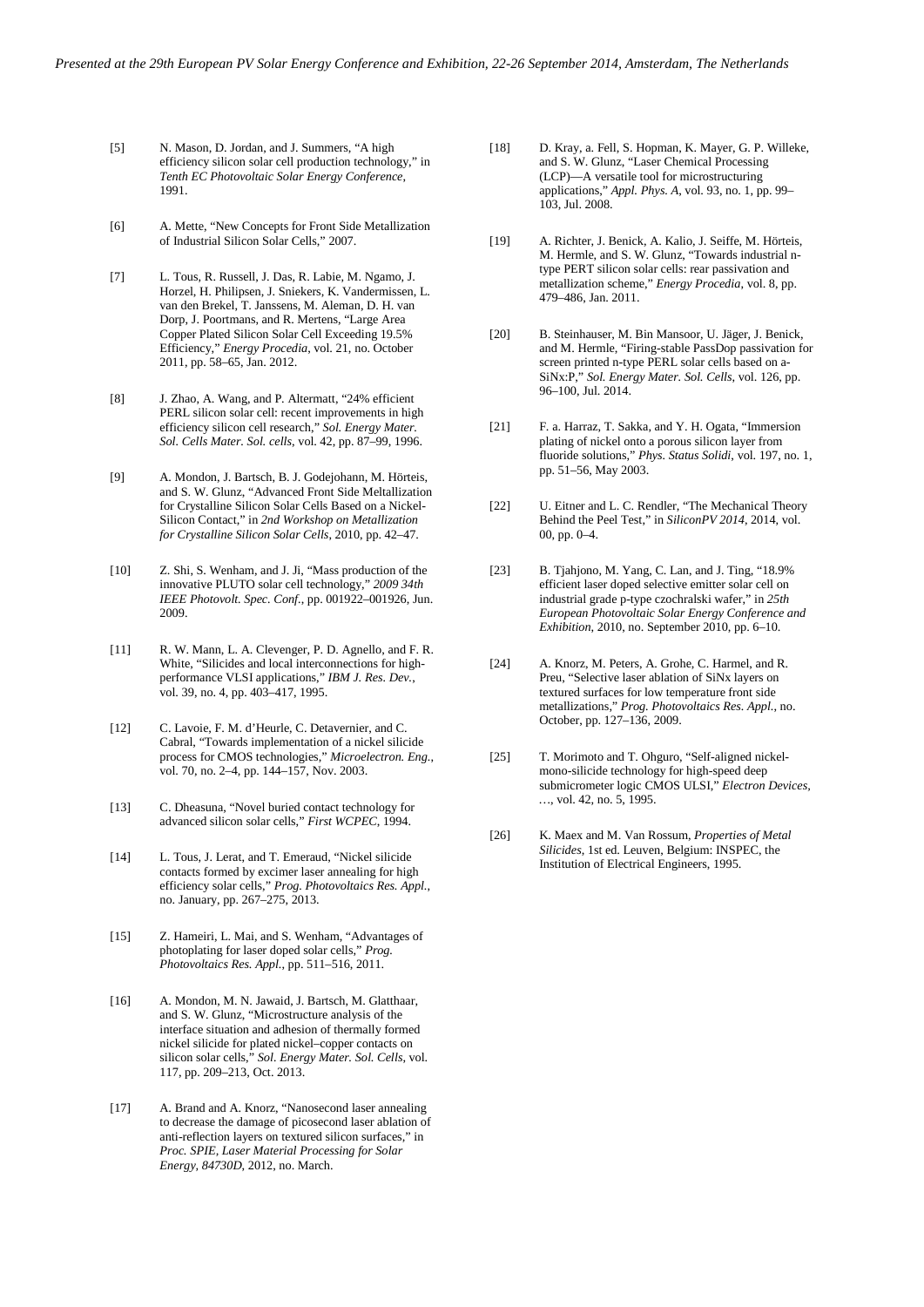[5] N. Mason, D. Jordan, and J. Summers, "A high efficiency silicon solar cell production technology," in *Tenth EC Photovoltaic Solar Energy Conference*, 1991.

[6] A. Mette, "New Concepts for Front Side Metallization of Industrial Silicon Solar Cells," 2007.

[7] L. Tous, R. Russell, J. Das, R. Labie, M. Ngamo, J. Horzel, H. Philipsen, J. Sniekers, K. Vandermissen, L. van den Brekel, T. Janssens, M. Aleman, D. H. van Dorp, J. Poortmans, and R. Mertens, "Large Area Copper Plated Silicon Solar Cell Exceeding 19.5% Efficiency," *Energy Procedia*, vol. 21, no. October 2011, pp. 58–65, Jan. 2012.

[8] J. Zhao, A. Wang, and P. Altermatt, "24% efficient PERL silicon solar cell: recent improvements in high efficiency silicon cell research," *Sol. Energy Mater. Sol. Cells Mater. Sol. cells*, vol. 42, pp. 87–99, 1996.

[9] A. Mondon, J. Bartsch, B. J. Godejohann, M. Hörteis, and S. W. Glunz, "Advanced Front Side Meltallization for Crystalline Silicon Solar Cells Based on a Nickel-Silicon Contact," in *2nd Workshop on Metallization for Crystalline Silicon Solar Cells*, 2010, pp. 42–47.

[10] Z. Shi, S. Wenham, and J. Ji, "Mass production of the innovative PLUTO solar cell technology," *2009 34th IEEE Photovolt. Spec. Conf.*, pp. 001922–001926, Jun. 2009.

[11] R. W. Mann, L. A. Clevenger, P. D. Agnello, and F. R. White, "Silicides and local interconnections for high-performance VLSI applications," *IBM J. Res. Dev.*, vol. 39, no. 4, pp. 403–417, 1995.

[12] C. Lavoie, F. M. d'Heurle, C. Detavernier, and C. Cabral, "Towards implementation of a nickel silicide process for CMOS technologies," *Microelectron. Eng.*, vol. 70, no. 2–4, pp. 144–157, Nov. 2003.

[13] C. Dheasuna, "Novel buried contact technology for advanced silicon solar cells," *First WCPEC*, 1994.

[14] L. Tous, J. Lerat, and T. Emeraud, "Nickel silicide contacts formed by excimer laser annealing for high efficiency solar cells," *Prog. Photovoltaics Res. Appl.*, no. January, pp. 267–275, 2013.

[15] Z. Hameiri, L. Mai, and S. Wenham, "Advantages of photoplating for laser doped solar cells," *Prog. Photovoltaics Res. Appl.*, pp. 511–516, 2011.

[16] A. Mondon, M. N. Jawaid, J. Bartsch, M. Glatthaar, and S. W. Glunz, "Microstructure analysis of the interface situation and adhesion of thermally formed nickel silicide for plated nickel–copper contacts on silicon solar cells," *Sol. Energy Mater. Sol. Cells*, vol. 117, pp. 209–213, Oct. 2013.

[17] A. Brand and A. Knorz, "Nanosecond laser annealing to decrease the damage of picosecond laser ablation of anti-reflection layers on textured silicon surfaces," in *Proc. SPIE, Laser Material Processing for Solar Energy, 84730D*, 2012, no. March.

[18] D. Kray, a. Fell, S. Hopman, K. Mayer, G. P. Willeke, and S. W. Glunz, "Laser Chemical Processing (LCP)—A versatile tool for microstructuring applications," *Appl. Phys. A*, vol. 93, no. 1, pp. 99–103, Jul. 2008.

[19] A. Richter, J. Benick, A. Kalio, J. Seiffe, M. Hörteis, M. Hermle, and S. W. Glunz, "Towards industrial n-type PERT silicon solar cells: rear passivation and metallization scheme," *Energy Procedia*, vol. 8, pp. 479–486, Jan. 2011.

[20] B. Steinhauser, M. Bin Mansoor, U. Jäger, J. Benick, and M. Hermle, "Firing-stable PassDop passivation for screen printed n-type PERL solar cells based on a-SiNx:P," *Sol. Energy Mater. Sol. Cells*, vol. 126, pp. 96–100, Jul. 2014.

[21] F. a. Harraz, T. Sakka, and Y. H. Ogata, "Immersion plating of nickel onto a porous silicon layer from fluoride solutions," *Phys. Status Solidi*, vol. 197, no. 1, pp. 51–56, May 2003.

[22] U. Eitner and L. C. Rendler, "The Mechanical Theory Behind the Peel Test," in *SiliconPV 2014*, 2014, vol. 00, pp. 0–4.

[23] B. Tjahjono, M. Yang, C. Lan, and J. Ting, "18.9% efficient laser doped selective emitter solar cell on industrial grade p-type czochralski wafer," in *25th European Photovoltaic Solar Energy Conference and Exhibition*, 2010, no. September 2010, pp. 6–10.

[24] A. Knorz, M. Peters, A. Grohe, C. Harmel, and R. Preu, "Selective laser ablation of SiNx layers on textured surfaces for low temperature front side metallizations," *Prog. Photovoltaics Res. Appl.*, no. October, pp. 127–136, 2009.

[25] T. Morimoto and T. Ohguro, "Self-aligned nickel-mono-silicide technology for high-speed deep submicrometer logic CMOS ULSI," *Electron Devices, …*, vol. 42, no. 5, 1995.

[26] K. Maex and M. Van Rossum, *Properties of Metal Silicides*, 1st ed. Leuven, Belgium: INSPEC, the Institution of Electrical Engineers, 1995.